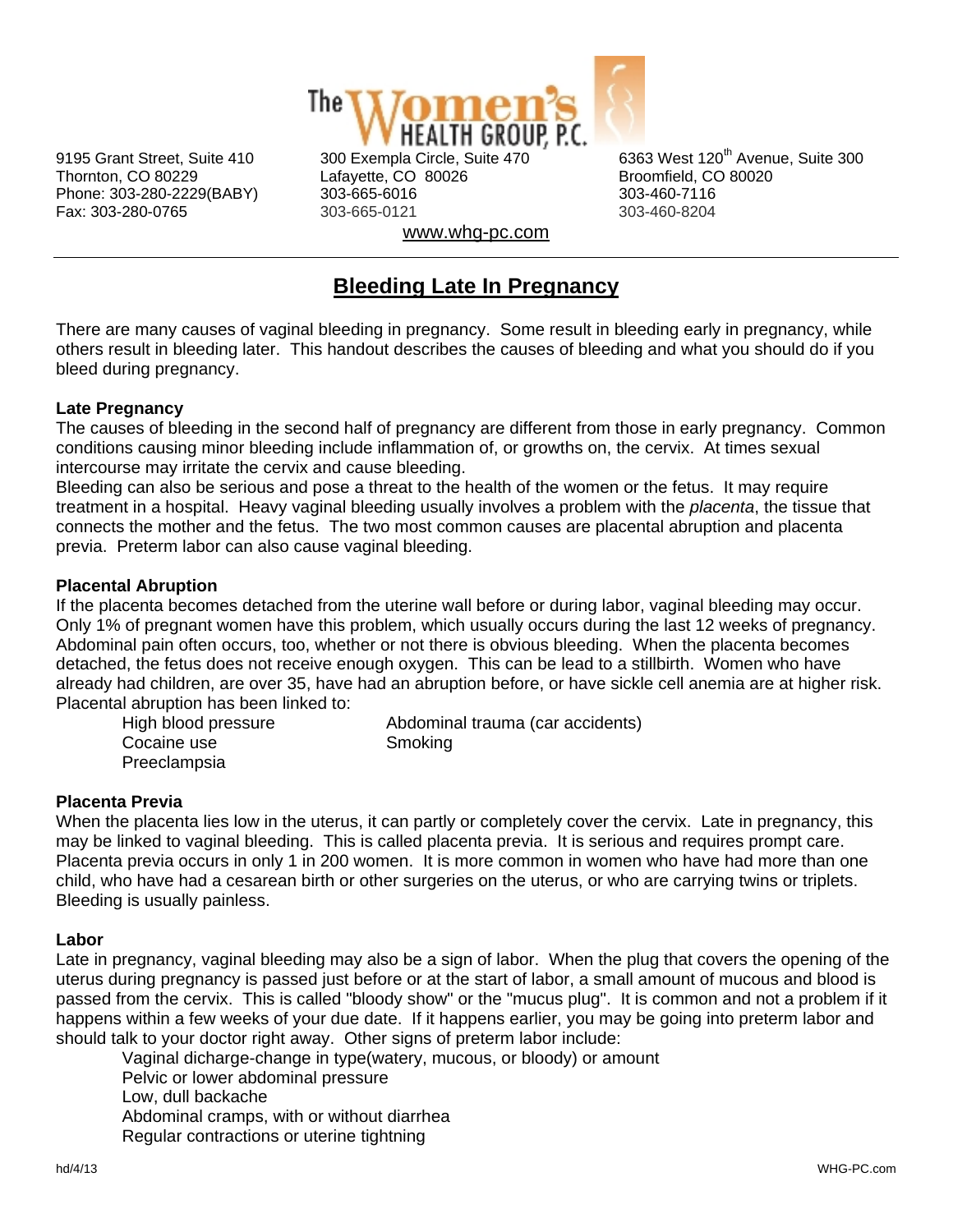The Women's HEALTH GROUP, P.C.

9195 Grant Street, Suite 410
Thornton, CO 80229
Phone: 303-280-2229(BABY)
Fax: 303-280-0765

300 Exempla Circle, Suite 470
Lafayette, CO 80026
303-665-6016
303-665-0121

6363 West 120th Avenue, Suite 300
Broomfield, CO 80020
303-460-7116
303-460-8204

www.whg-pc.com

# Bleeding Late In Pregnancy

There are many causes of vaginal bleeding in pregnancy. Some result in bleeding early in pregnancy, while others result in bleeding later. This handout describes the causes of bleeding and what you should do if you bleed during pregnancy.

**Late Pregnancy**

The causes of bleeding in the second half of pregnancy are different from those in early pregnancy. Common conditions causing minor bleeding include inflammation of, or growths on, the cervix. At times sexual intercourse may irritate the cervix and cause bleeding.

Bleeding can also be serious and pose a threat to the health of the women or the fetus. It may require treatment in a hospital. Heavy vaginal bleeding usually involves a problem with the *placenta*, the tissue that connects the mother and the fetus. The two most common causes are placental abruption and placenta previa. Preterm labor can also cause vaginal bleeding.

**Placental Abruption**

If the placenta becomes detached from the uterine wall before or during labor, vaginal bleeding may occur. Only 1% of pregnant women have this problem, which usually occurs during the last 12 weeks of pregnancy. Abdominal pain often occurs, too, whether or not there is obvious bleeding. When the placenta becomes detached, the fetus does not receive enough oxygen. This can be lead to a stillbirth. Women who have already had children, are over 35, have had an abruption before, or have sickle cell anemia are at higher risk. Placental abruption has been linked to:

- High blood pressure
- Cocaine use
- Preeclampsia
- Abdominal trauma (car accidents)
- Smoking

**Placenta Previa**

When the placenta lies low in the uterus, it can partly or completely cover the cervix. Late in pregnancy, this may be linked to vaginal bleeding. This is called placenta previa. It is serious and requires prompt care. Placenta previa occurs in only 1 in 200 women. It is more common in women who have had more than one child, who have had a cesarean birth or other surgeries on the uterus, or who are carrying twins or triplets. Bleeding is usually painless.

**Labor**

Late in pregnancy, vaginal bleeding may also be a sign of labor. When the plug that covers the opening of the uterus during pregnancy is passed just before or at the start of labor, a small amount of mucous and blood is passed from the cervix. This is called "bloody show" or the "mucus plug". It is common and not a problem if it happens within a few weeks of your due date. If it happens earlier, you may be going into preterm labor and should talk to your doctor right away. Other signs of preterm labor include:

- Vaginal dicharge-change in type(watery, mucous, or bloody) or amount
- Pelvic or lower abdominal pressure
- Low, dull backache
- Abdominal cramps, with or without diarrhea
- Regular contractions or uterine tightning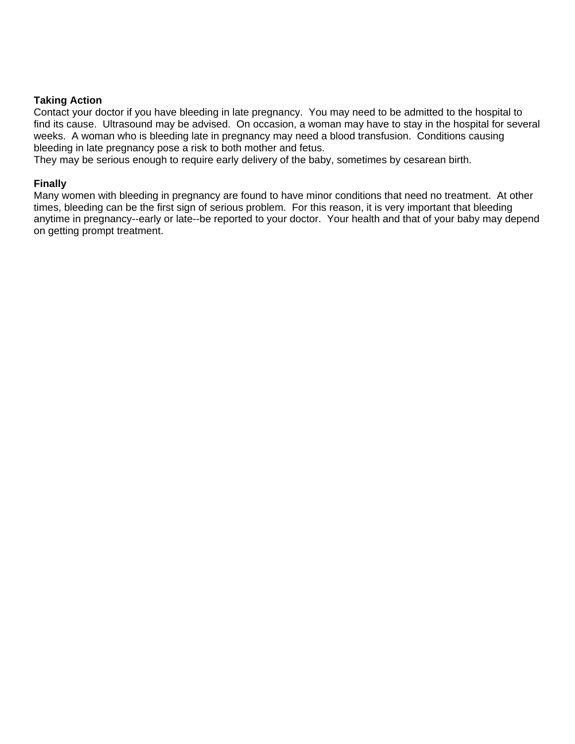**Taking Action**

Contact your doctor if you have bleeding in late pregnancy. You may need to be admitted to the hospital to find its cause. Ultrasound may be advised. On occasion, a woman may have to stay in the hospital for several weeks. A woman who is bleeding late in pregnancy may need a blood transfusion. Conditions causing bleeding in late pregnancy pose a risk to both mother and fetus.

They may be serious enough to require early delivery of the baby, sometimes by cesarean birth.

**Finally**

Many women with bleeding in pregnancy are found to have minor conditions that need no treatment. At other times, bleeding can be the first sign of serious problem. For this reason, it is very important that bleeding anytime in pregnancy--early or late--be reported to your doctor. Your health and that of your baby may depend on getting prompt treatment.